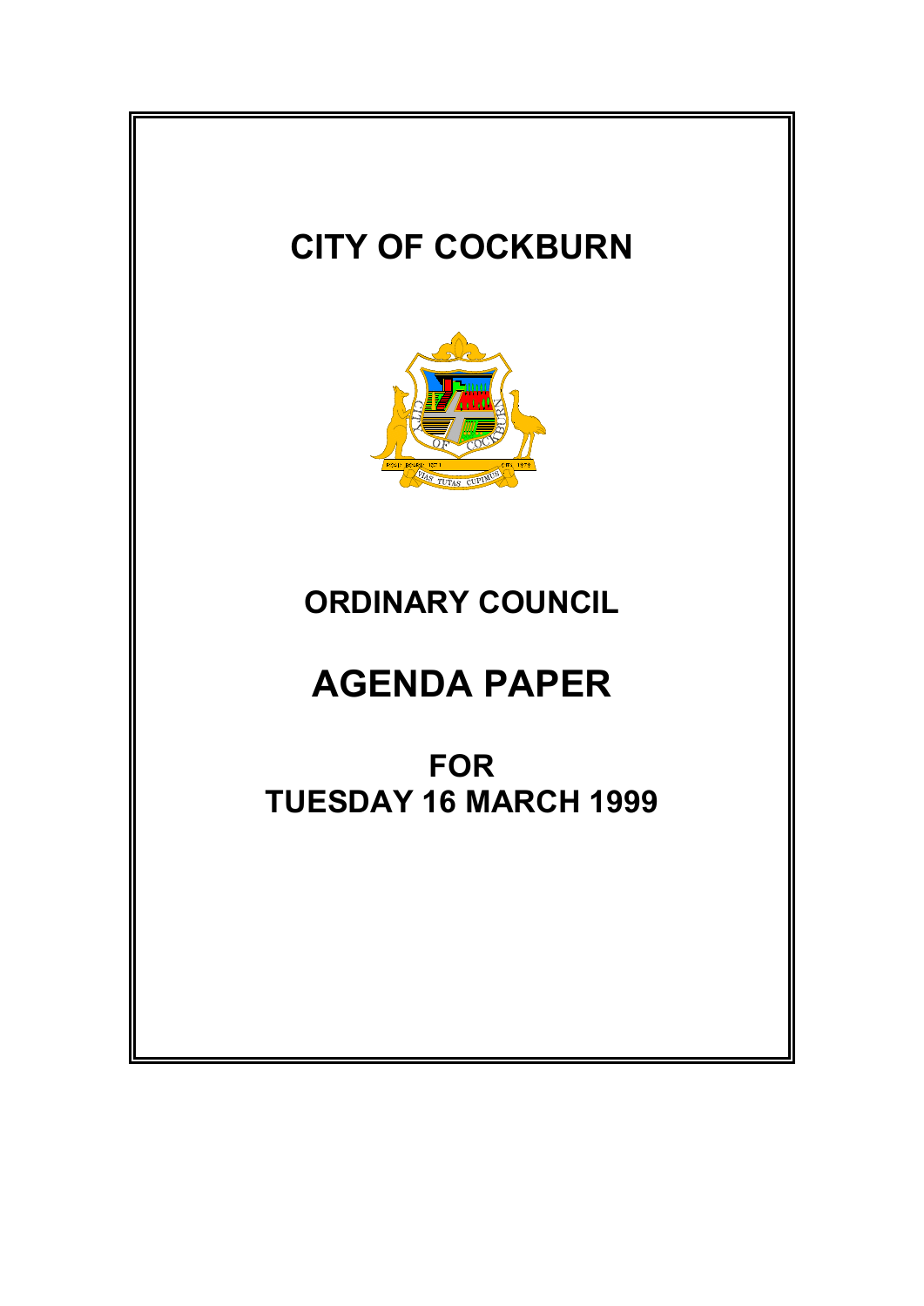# CITY OF COCKBURN

# ORDINARY COUNCIL

# AGENDA PAPER

## FOR
## TUESDAY 16 MARCH 1999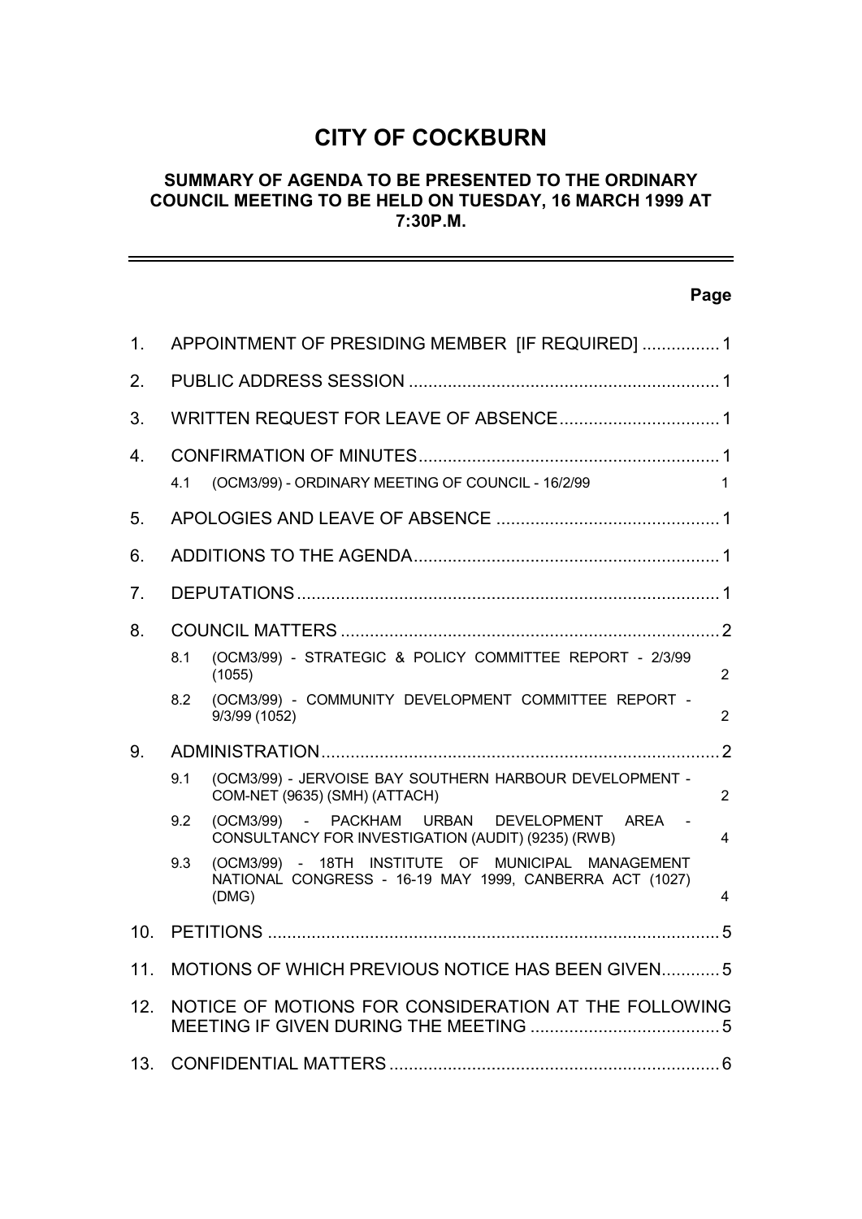# CITY OF COCKBURN

## SUMMARY OF AGENDA TO BE PRESENTED TO THE ORDINARY COUNCIL MEETING TO BE HELD ON TUESDAY, 16 MARCH 1999 AT 7:30P.M.

**Page**

1. APPOINTMENT OF PRESIDING MEMBER [IF REQUIRED] ................ 1
2. PUBLIC ADDRESS SESSION ................................................................ 1
3. WRITTEN REQUEST FOR LEAVE OF ABSENCE................................. 1
4. CONFIRMATION OF MINUTES.............................................................. 1
   - 4.1 (OCM3/99) - ORDINARY MEETING OF COUNCIL - 16/2/99 ..... 1
5. APOLOGIES AND LEAVE OF ABSENCE .............................................. 1
6. ADDITIONS TO THE AGENDA............................................................... 1
7. DEPUTATIONS........................................................................................ 1
8. COUNCIL MATTERS .............................................................................. 2
   - 8.1 (OCM3/99) - STRATEGIC & POLICY COMMITTEE REPORT - 2/3/99 (1055) ..... 2
   - 8.2 (OCM3/99) - COMMUNITY DEVELOPMENT COMMITTEE REPORT - 9/3/99 (1052) ..... 2
9. ADMINISTRATION.................................................................................. 2
   - 9.1 (OCM3/99) - JERVOISE BAY SOUTHERN HARBOUR DEVELOPMENT - COM-NET (9635) (SMH) (ATTACH) ..... 2
   - 9.2 (OCM3/99) - PACKHAM URBAN DEVELOPMENT AREA - CONSULTANCY FOR INVESTIGATION (AUDIT) (9235) (RWB) ..... 4
   - 9.3 (OCM3/99) - 18TH INSTITUTE OF MUNICIPAL MANAGEMENT NATIONAL CONGRESS - 16-19 MAY 1999, CANBERRA ACT (1027) (DMG) ..... 4
10. PETITIONS ............................................................................................. 5
11. MOTIONS OF WHICH PREVIOUS NOTICE HAS BEEN GIVEN............ 5
12. NOTICE OF MOTIONS FOR CONSIDERATION AT THE FOLLOWING MEETING IF GIVEN DURING THE MEETING ....................................... 5
13. CONFIDENTIAL MATTERS .................................................................... 6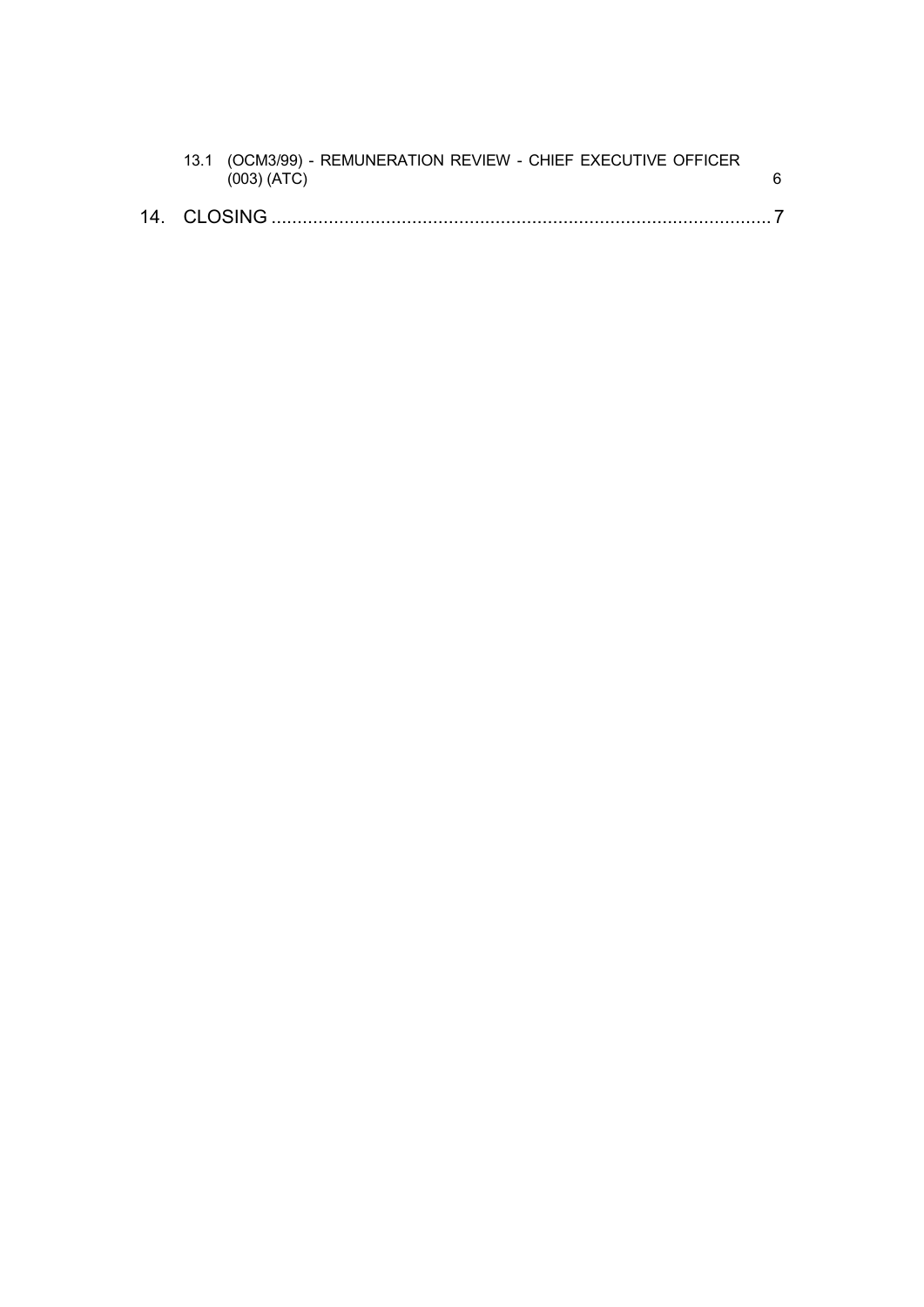13.1 (OCM3/99) - REMUNERATION REVIEW - CHIEF EXECUTIVE OFFICER (003) (ATC) 6

14. CLOSING ....................................................................................................7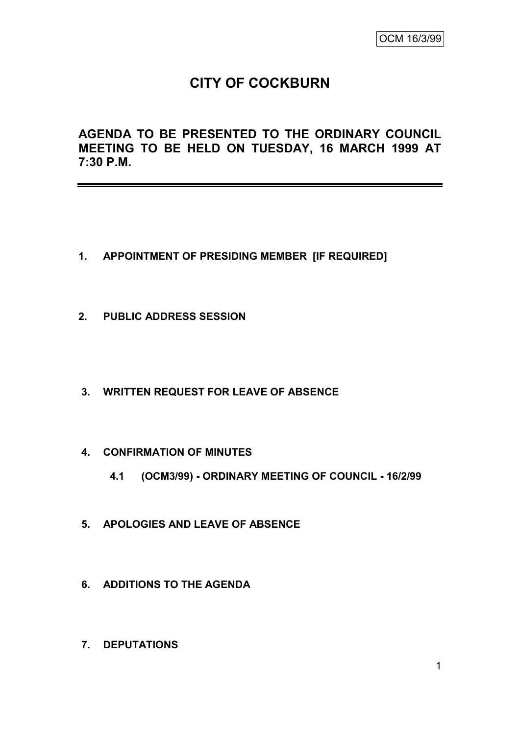OCM 16/3/99

# CITY OF COCKBURN

## AGENDA TO BE PRESENTED TO THE ORDINARY COUNCIL MEETING TO BE HELD ON TUESDAY, 16 MARCH 1999 AT 7:30 P.M.

---

**1. APPOINTMENT OF PRESIDING MEMBER [IF REQUIRED]**

**2. PUBLIC ADDRESS SESSION**

**3. WRITTEN REQUEST FOR LEAVE OF ABSENCE**

**4. CONFIRMATION OF MINUTES**

**4.1 (OCM3/99) - ORDINARY MEETING OF COUNCIL - 16/2/99**

**5. APOLOGIES AND LEAVE OF ABSENCE**

**6. ADDITIONS TO THE AGENDA**

**7. DEPUTATIONS**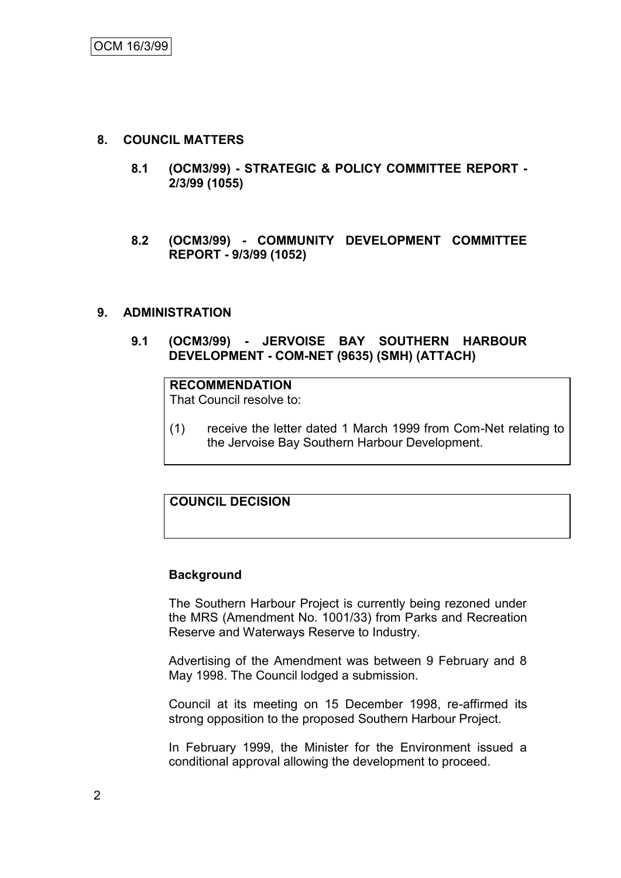## 8. COUNCIL MATTERS

### 8.1 (OCM3/99) - STRATEGIC & POLICY COMMITTEE REPORT - 2/3/99 (1055)

### 8.2 (OCM3/99) - COMMUNITY DEVELOPMENT COMMITTEE REPORT - 9/3/99 (1052)

## 9. ADMINISTRATION

### 9.1 (OCM3/99) - JERVOISE BAY SOUTHERN HARBOUR DEVELOPMENT - COM-NET (9635) (SMH) (ATTACH)

**RECOMMENDATION**

That Council resolve to:

(1) receive the letter dated 1 March 1999 from Com-Net relating to the Jervoise Bay Southern Harbour Development.

**COUNCIL DECISION**

**Background**

The Southern Harbour Project is currently being rezoned under the MRS (Amendment No. 1001/33) from Parks and Recreation Reserve and Waterways Reserve to Industry.

Advertising of the Amendment was between 9 February and 8 May 1998. The Council lodged a submission.

Council at its meeting on 15 December 1998, re-affirmed its strong opposition to the proposed Southern Harbour Project.

In February 1999, the Minister for the Environment issued a conditional approval allowing the development to proceed.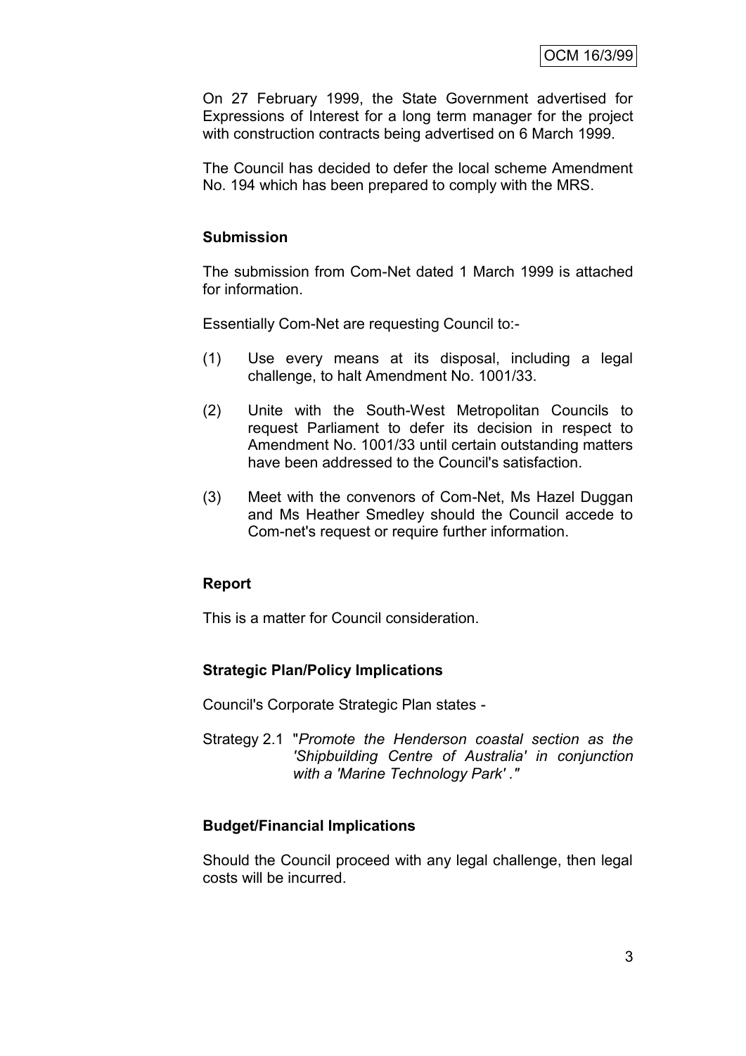On 27 February 1999, the State Government advertised for Expressions of Interest for a long term manager for the project with construction contracts being advertised on 6 March 1999.

The Council has decided to defer the local scheme Amendment No. 194 which has been prepared to comply with the MRS.

**Submission**

The submission from Com-Net dated 1 March 1999 is attached for information.

Essentially Com-Net are requesting Council to:-

(1) Use every means at its disposal, including a legal challenge, to halt Amendment No. 1001/33.

(2) Unite with the South-West Metropolitan Councils to request Parliament to defer its decision in respect to Amendment No. 1001/33 until certain outstanding matters have been addressed to the Council's satisfaction.

(3) Meet with the convenors of Com-Net, Ms Hazel Duggan and Ms Heather Smedley should the Council accede to Com-net's request or require further information.

**Report**

This is a matter for Council consideration.

**Strategic Plan/Policy Implications**

Council's Corporate Strategic Plan states -

Strategy 2.1 "*Promote the Henderson coastal section as the 'Shipbuilding Centre of Australia' in conjunction with a 'Marine Technology Park' .*"

**Budget/Financial Implications**

Should the Council proceed with any legal challenge, then legal costs will be incurred.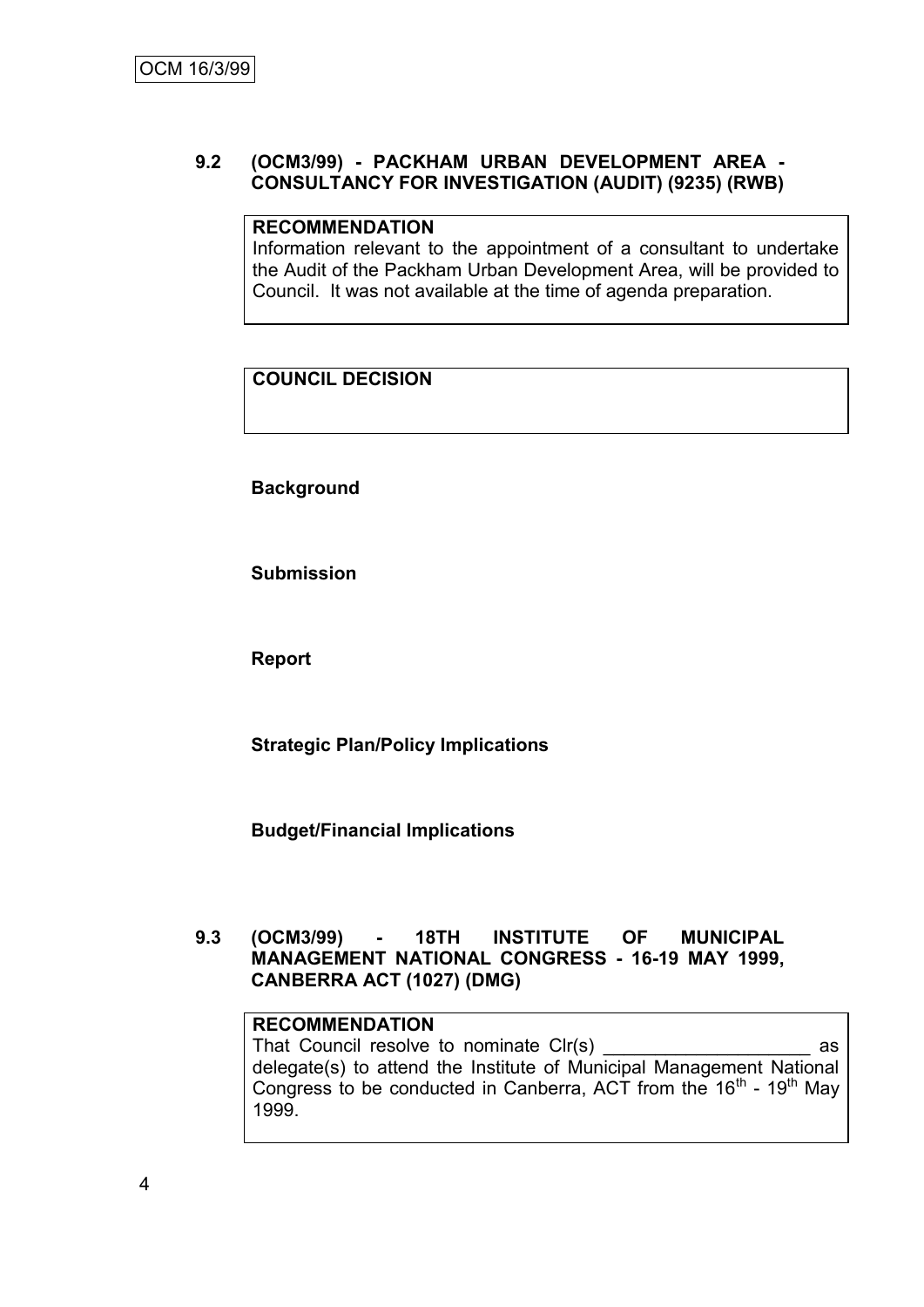### 9.2 (OCM3/99) - PACKHAM URBAN DEVELOPMENT AREA - CONSULTANCY FOR INVESTIGATION (AUDIT) (9235) (RWB)

**RECOMMENDATION**

Information relevant to the appointment of a consultant to undertake the Audit of the Packham Urban Development Area, will be provided to Council. It was not available at the time of agenda preparation.

**COUNCIL DECISION**

**Background**

**Submission**

**Report**

**Strategic Plan/Policy Implications**

**Budget/Financial Implications**

### 9.3 (OCM3/99) - 18TH INSTITUTE OF MUNICIPAL MANAGEMENT NATIONAL CONGRESS - 16-19 MAY 1999, CANBERRA ACT (1027) (DMG)

**RECOMMENDATION**

That Council resolve to nominate Clr(s) ____________________ as delegate(s) to attend the Institute of Municipal Management National Congress to be conducted in Canberra, ACT from the 16th - 19th May 1999.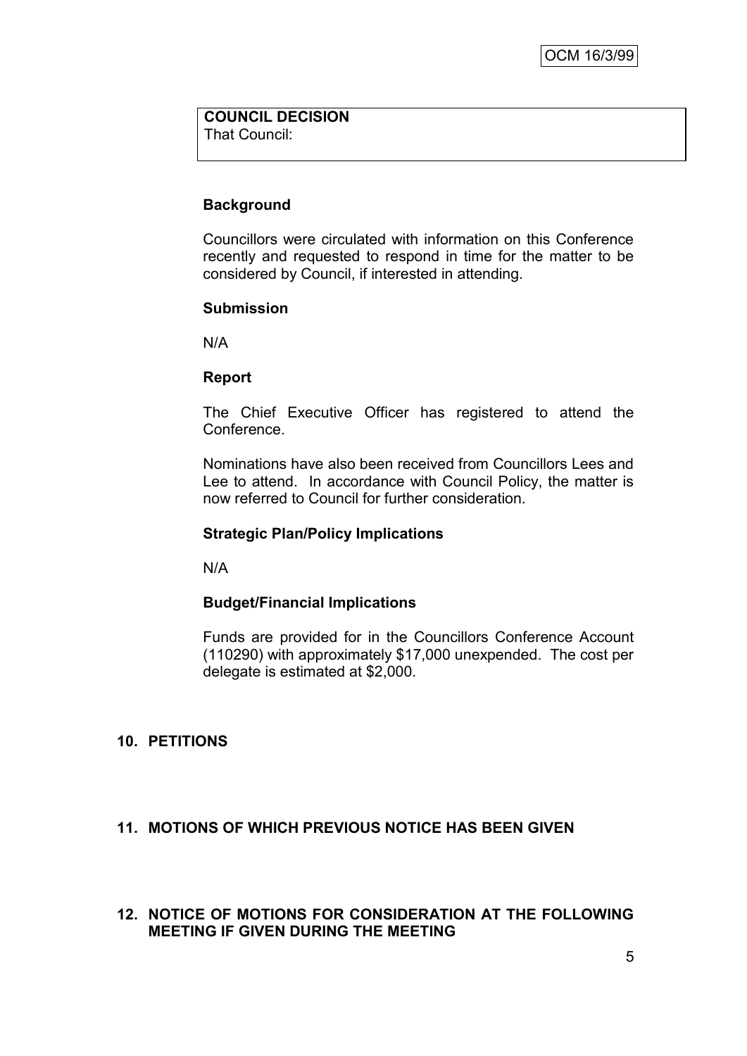**COUNCIL DECISION**
That Council:

### Background

Councillors were circulated with information on this Conference recently and requested to respond in time for the matter to be considered by Council, if interested in attending.

### Submission

N/A

### Report

The Chief Executive Officer has registered to attend the Conference.

Nominations have also been received from Councillors Lees and Lee to attend. In accordance with Council Policy, the matter is now referred to Council for further consideration.

### Strategic Plan/Policy Implications

N/A

### Budget/Financial Implications

Funds are provided for in the Councillors Conference Account (110290) with approximately $17,000 unexpended. The cost per delegate is estimated at $2,000.

## 10. PETITIONS

## 11. MOTIONS OF WHICH PREVIOUS NOTICE HAS BEEN GIVEN

## 12. NOTICE OF MOTIONS FOR CONSIDERATION AT THE FOLLOWING MEETING IF GIVEN DURING THE MEETING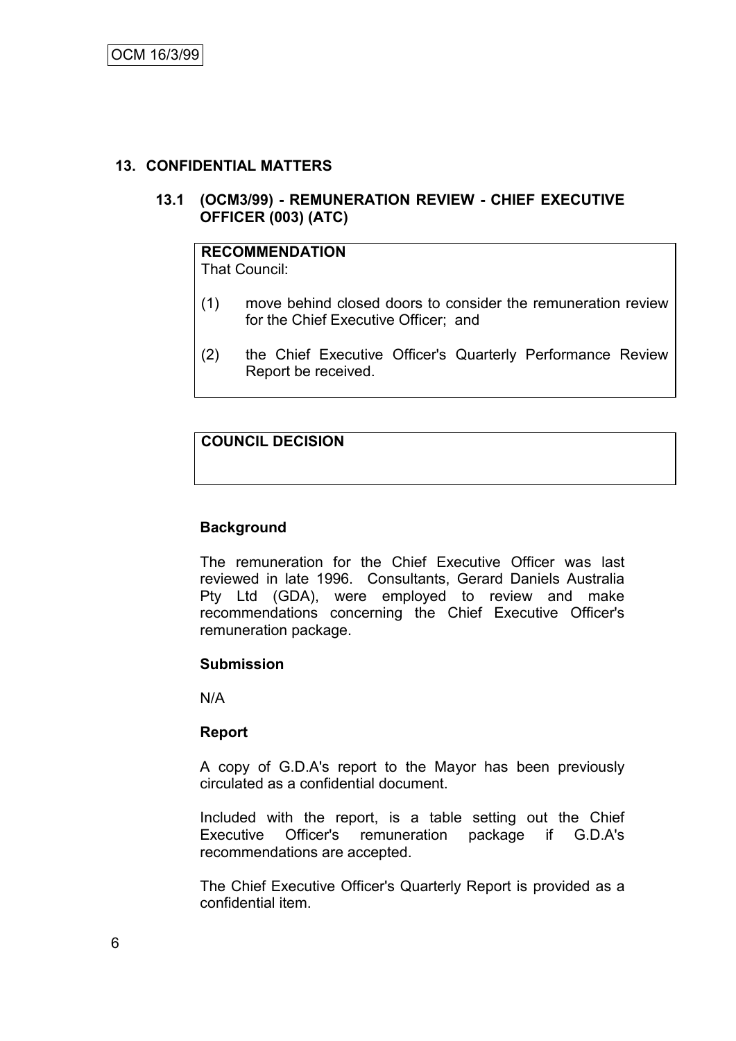## 13. CONFIDENTIAL MATTERS

### 13.1 (OCM3/99) - REMUNERATION REVIEW - CHIEF EXECUTIVE OFFICER (003) (ATC)

**RECOMMENDATION**

That Council:

(1) move behind closed doors to consider the remuneration review for the Chief Executive Officer; and

(2) the Chief Executive Officer's Quarterly Performance Review Report be received.

**COUNCIL DECISION**

**Background**

The remuneration for the Chief Executive Officer was last reviewed in late 1996. Consultants, Gerard Daniels Australia Pty Ltd (GDA), were employed to review and make recommendations concerning the Chief Executive Officer's remuneration package.

**Submission**

N/A

**Report**

A copy of G.D.A's report to the Mayor has been previously circulated as a confidential document.

Included with the report, is a table setting out the Chief Executive Officer's remuneration package if G.D.A's recommendations are accepted.

The Chief Executive Officer's Quarterly Report is provided as a confidential item.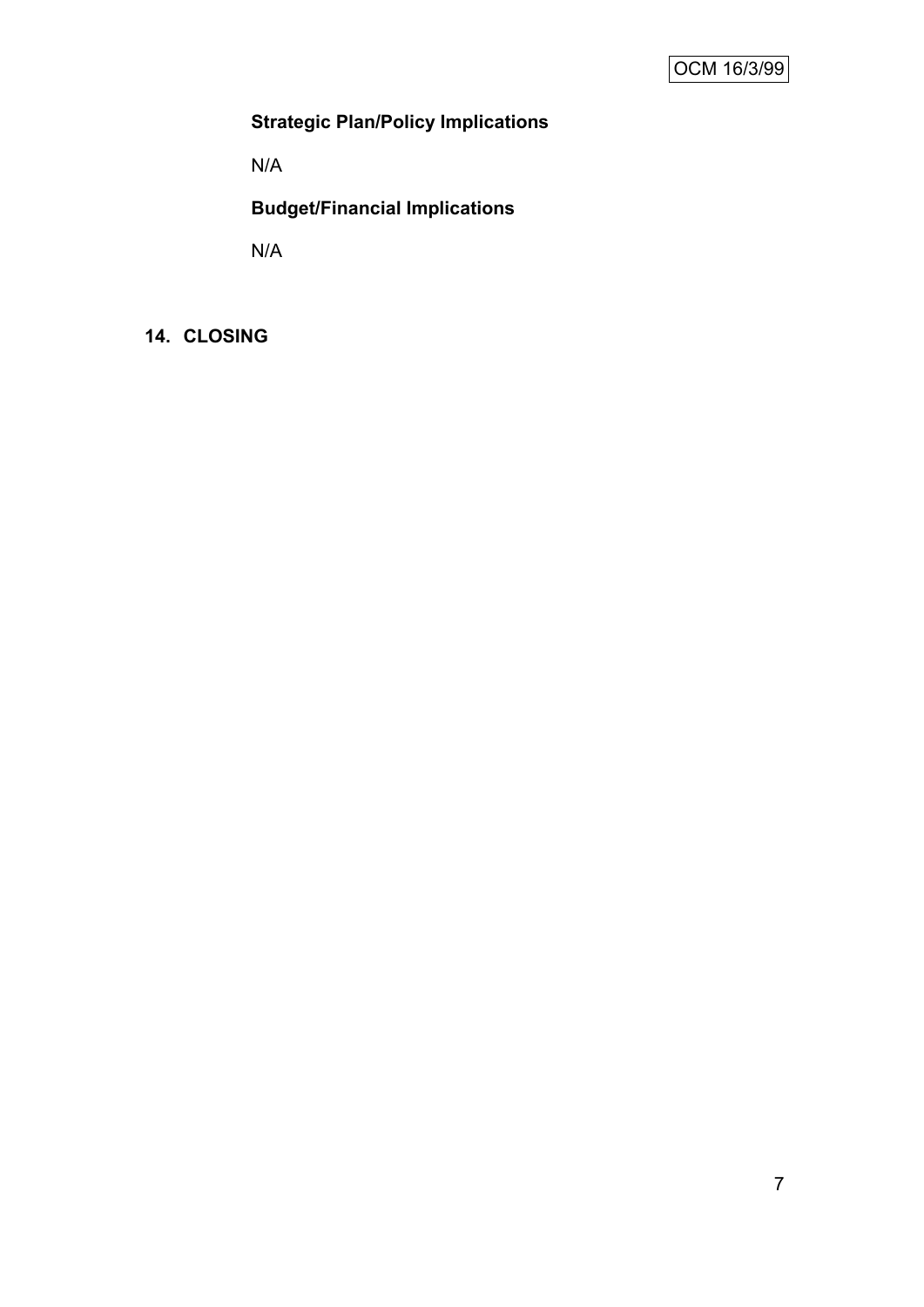**Strategic Plan/Policy Implications**

N/A

**Budget/Financial Implications**

N/A

## 14. CLOSING